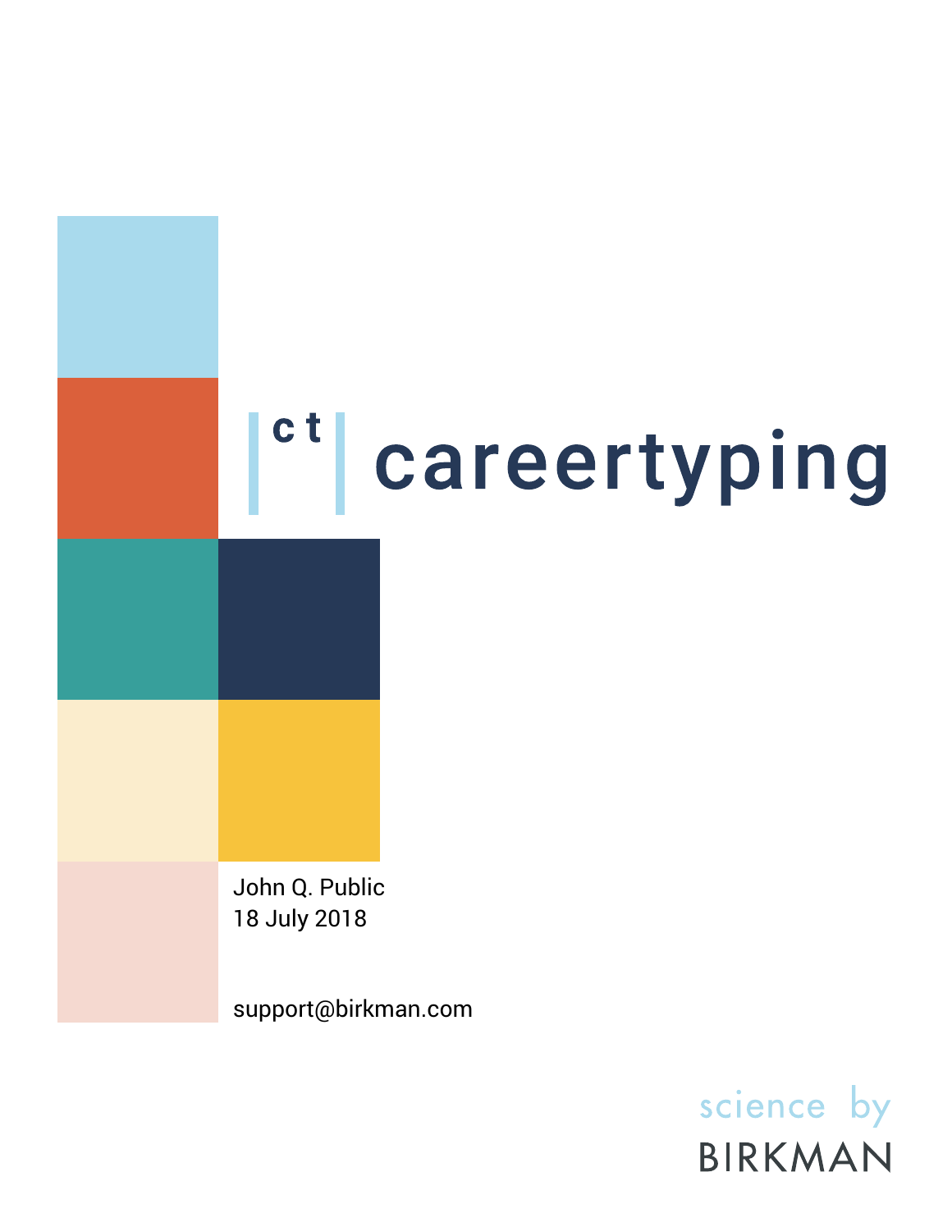# ct careertyping

John Q. Public
18 July 2018

support@birkman.com

science by
BIRKMAN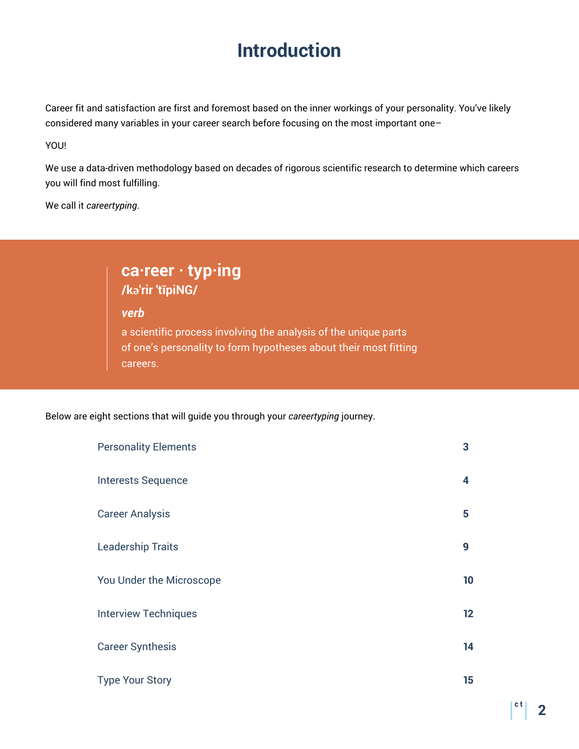# Introduction

Career fit and satisfaction are first and foremost based on the inner workings of your personality. You've likely considered many variables in your career search before focusing on the most important one–

YOU!

We use a data-driven methodology based on decades of rigorous scientific research to determine which careers you will find most fulfilling.

We call it *careertyping*.

> **ca·reer · typ·ing**
> **/kəˈrir ˈtīpiNG/**
>
> ***verb***
>
> a scientific process involving the analysis of the unique parts of one's personality to form hypotheses about their most fitting careers.

Below are eight sections that will guide you through your *careertyping* journey.

| | |
|---|---|
| Personality Elements | 3 |
| Interests Sequence | 4 |
| Career Analysis | 5 |
| Leadership Traits | 9 |
| You Under the Microscope | 10 |
| Interview Techniques | 12 |
| Career Synthesis | 14 |
| Type Your Story | 15 |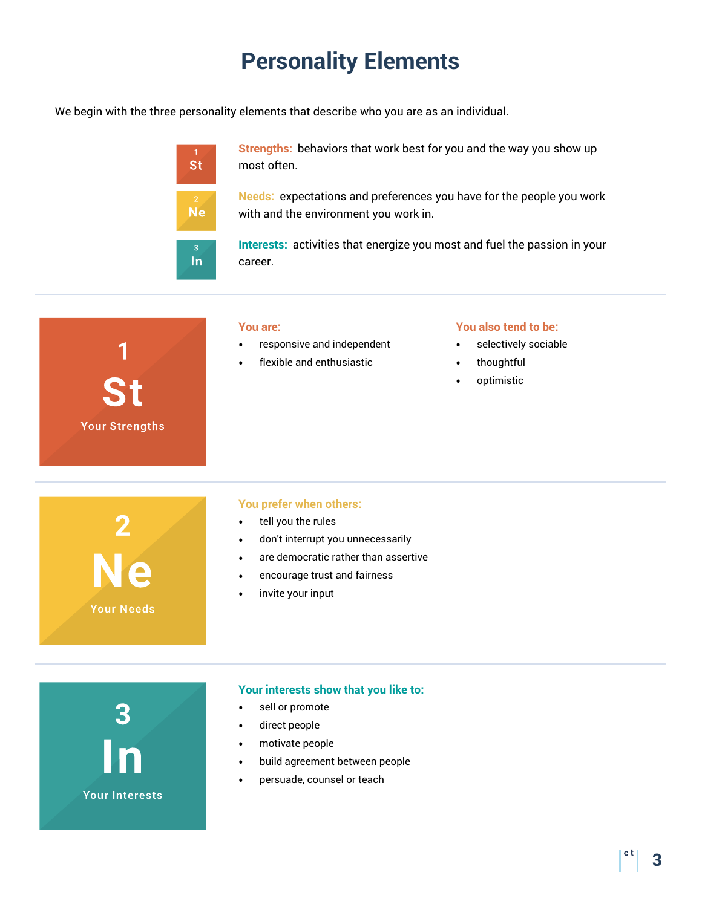# Personality Elements

We begin with the three personality elements that describe who you are as an individual.

1 St — **Strengths:** behaviors that work best for you and the way you show up most often.

2 Ne — **Needs:** expectations and preferences you have for the people you work with and the environment you work in.

3 In — **Interests:** activities that energize you most and fuel the passion in your career.

---

## 1 St — Your Strengths

**You are:**

- responsive and independent
- flexible and enthusiastic

**You also tend to be:**

- selectively sociable
- thoughtful
- optimistic

---

## 2 Ne — Your Needs

**You prefer when others:**

- tell you the rules
- don't interrupt you unnecessarily
- are democratic rather than assertive
- encourage trust and fairness
- invite your input

---

## 3 In — Your Interests

**Your interests show that you like to:**

- sell or promote
- direct people
- motivate people
- build agreement between people
- persuade, counsel or teach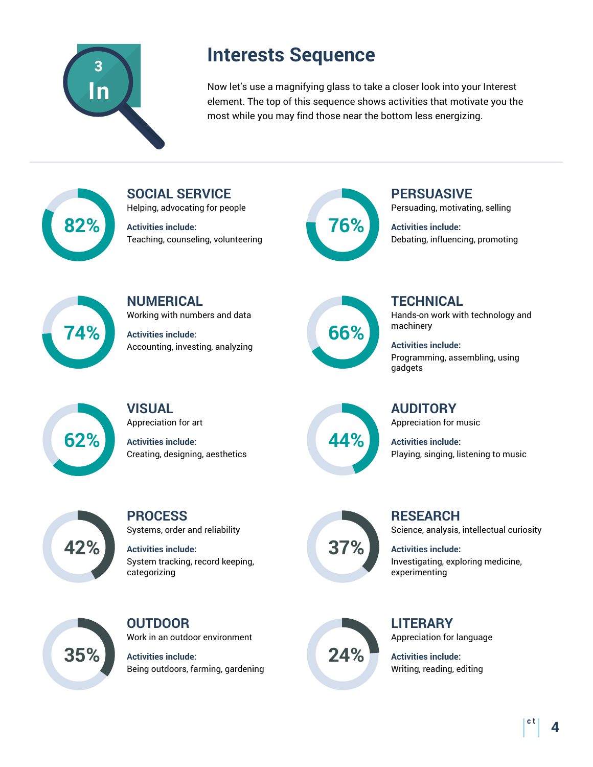# Interests Sequence

Now let's use a magnifying glass to take a closer look into your Interest element. The top of this sequence shows activities that motivate you the most while you may find those near the bottom less energizing.

**82%**

## SOCIAL SERVICE

Helping, advocating for people

**Activities include:**
Teaching, counseling, volunteering

**76%**

## PERSUASIVE

Persuading, motivating, selling

**Activities include:**
Debating, influencing, promoting

**74%**

## NUMERICAL

Working with numbers and data

**Activities include:**
Accounting, investing, analyzing

**66%**

## TECHNICAL

Hands-on work with technology and machinery

**Activities include:**
Programming, assembling, using gadgets

**62%**

## VISUAL

Appreciation for art

**Activities include:**
Creating, designing, aesthetics

**44%**

## AUDITORY

Appreciation for music

**Activities include:**
Playing, singing, listening to music

**42%**

## PROCESS

Systems, order and reliability

**Activities include:**
System tracking, record keeping, categorizing

**37%**

## RESEARCH

Science, analysis, intellectual curiosity

**Activities include:**
Investigating, exploring medicine, experimenting

**35%**

## OUTDOOR

Work in an outdoor environment

**Activities include:**
Being outdoors, farming, gardening

**24%**

## LITERARY

Appreciation for language

**Activities include:**
Writing, reading, editing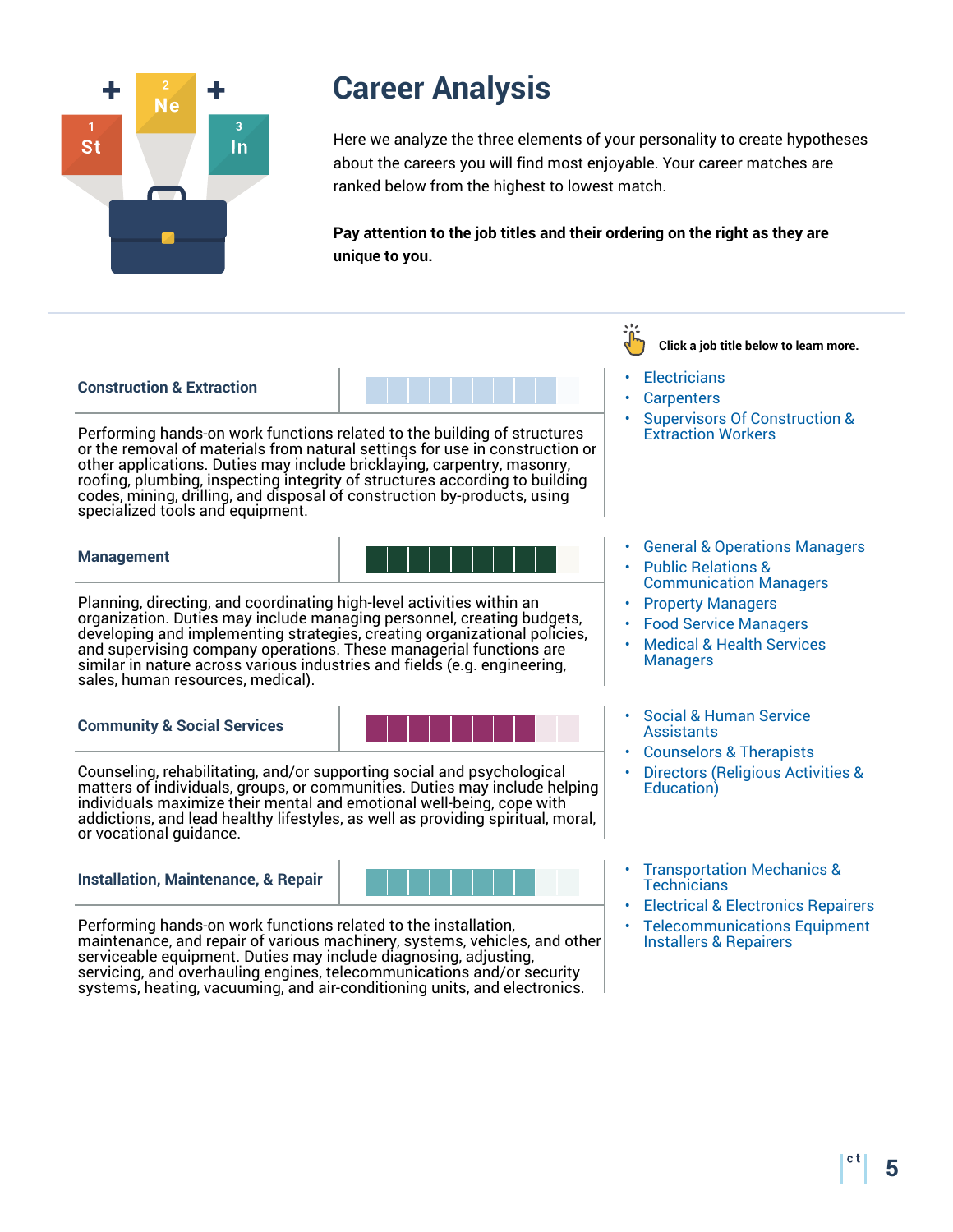# Career Analysis

Here we analyze the three elements of your personality to create hypotheses about the careers you will find most enjoyable. Your career matches are ranked below from the highest to lowest match.

**Pay attention to the job titles and their ordering on the right as they are unique to you.**

Click a job title below to learn more.

### Construction & Extraction

Performing hands-on work functions related to the building of structures or the removal of materials from natural settings for use in construction or other applications. Duties may include bricklaying, carpentry, masonry, roofing, plumbing, inspecting integrity of structures according to building codes, mining, drilling, and disposal of construction by-products, using specialized tools and equipment.

- Electricians
- Carpenters
- Supervisors Of Construction & Extraction Workers

### Management

Planning, directing, and coordinating high-level activities within an organization. Duties may include managing personnel, creating budgets, developing and implementing strategies, creating organizational policies, and supervising company operations. These managerial functions are similar in nature across various industries and fields (e.g. engineering, sales, human resources, medical).

- General & Operations Managers
- Public Relations & Communication Managers
- Property Managers
- Food Service Managers
- Medical & Health Services Managers

### Community & Social Services

Counseling, rehabilitating, and/or supporting social and psychological matters of individuals, groups, or communities. Duties may include helping individuals maximize their mental and emotional well-being, cope with addictions, and lead healthy lifestyles, as well as providing spiritual, moral, or vocational guidance.

- Social & Human Service Assistants
- Counselors & Therapists
- Directors (Religious Activities & Education)

### Installation, Maintenance, & Repair

Performing hands-on work functions related to the installation, maintenance, and repair of various machinery, systems, vehicles, and other serviceable equipment. Duties may include diagnosing, adjusting, servicing, and overhauling engines, telecommunications and/or security systems, heating, vacuuming, and air-conditioning units, and electronics.

- Transportation Mechanics & Technicians
- Electrical & Electronics Repairers
- Telecommunications Equipment Installers & Repairers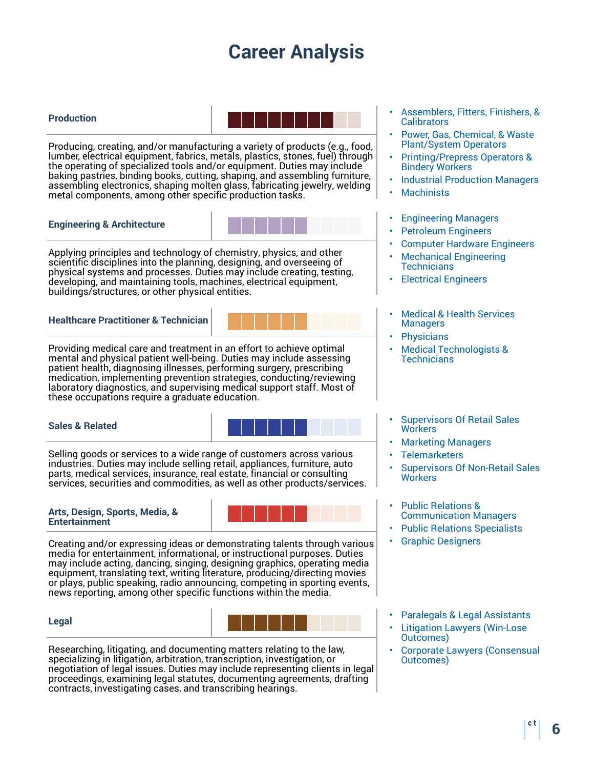# Career Analysis

### Production

Producing, creating, and/or manufacturing a variety of products (e.g., food, lumber, electrical equipment, fabrics, metals, plastics, stones, fuel) through the operating of specialized tools and/or equipment. Duties may include baking pastries, binding books, cutting, shaping, and assembling furniture, assembling electronics, shaping molten glass, fabricating jewelry, welding metal components, among other specific production tasks.

- Assemblers, Fitters, Finishers, & Calibrators
- Power, Gas, Chemical, & Waste Plant/System Operators
- Printing/Prepress Operators & Bindery Workers
- Industrial Production Managers
- Machinists

### Engineering & Architecture

Applying principles and technology of chemistry, physics, and other scientific disciplines into the planning, designing, and overseeing of physical systems and processes. Duties may include creating, testing, developing, and maintaining tools, machines, electrical equipment, buildings/structures, or other physical entities.

- Engineering Managers
- Petroleum Engineers
- Computer Hardware Engineers
- Mechanical Engineering Technicians
- Electrical Engineers

### Healthcare Practitioner & Technician

Providing medical care and treatment in an effort to achieve optimal mental and physical patient well-being. Duties may include assessing patient health, diagnosing illnesses, performing surgery, prescribing medication, implementing prevention strategies, conducting/reviewing laboratory diagnostics, and supervising medical support staff. Most of these occupations require a graduate education.

- Medical & Health Services Managers
- Physicians
- Medical Technologists & Technicians

### Sales & Related

Selling goods or services to a wide range of customers across various industries. Duties may include selling retail, appliances, furniture, auto parts, medical services, insurance, real estate, financial or consulting services, securities and commodities, as well as other products/services.

- Supervisors Of Retail Sales Workers
- Marketing Managers
- Telemarketers
- Supervisors Of Non-Retail Sales Workers

### Arts, Design, Sports, Media, & Entertainment

Creating and/or expressing ideas or demonstrating talents through various media for entertainment, informational, or instructional purposes. Duties may include acting, dancing, singing, designing graphics, operating media equipment, translating text, writing literature, producing/directing movies or plays, public speaking, radio announcing, competing in sporting events, news reporting, among other specific functions within the media.

- Public Relations & Communication Managers
- Public Relations Specialists
- Graphic Designers

### Legal

Researching, litigating, and documenting matters relating to the law, specializing in litigation, arbitration, transcription, investigation, or negotiation of legal issues. Duties may include representing clients in legal proceedings, examining legal statutes, documenting agreements, drafting contracts, investigating cases, and transcribing hearings.

- Paralegals & Legal Assistants
- Litigation Lawyers (Win-Lose Outcomes)
- Corporate Lawyers (Consensual Outcomes)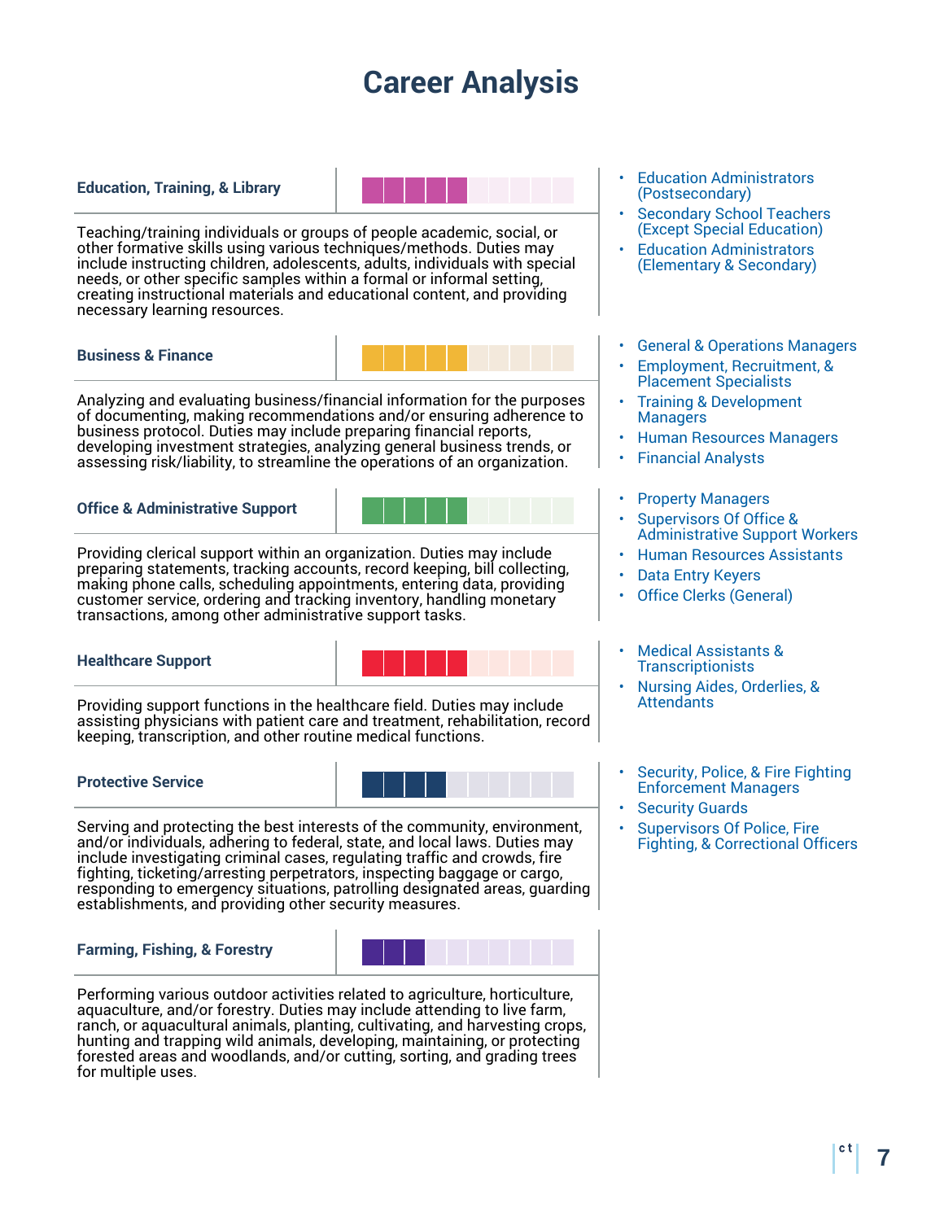# Career Analysis

### Education, Training, & Library

Teaching/training individuals or groups of people academic, social, or other formative skills using various techniques/methods. Duties may include instructing children, adolescents, adults, individuals with special needs, or other specific samples within a formal or informal setting, creating instructional materials and educational content, and providing necessary learning resources.

- Education Administrators (Postsecondary)
- Secondary School Teachers (Except Special Education)
- Education Administrators (Elementary & Secondary)

### Business & Finance

Analyzing and evaluating business/financial information for the purposes of documenting, making recommendations and/or ensuring adherence to business protocol. Duties may include preparing financial reports, developing investment strategies, analyzing general business trends, or assessing risk/liability, to streamline the operations of an organization.

- General & Operations Managers
- Employment, Recruitment, & Placement Specialists
- Training & Development Managers
- Human Resources Managers
- Financial Analysts

### Office & Administrative Support

Providing clerical support within an organization. Duties may include preparing statements, tracking accounts, record keeping, bill collecting, making phone calls, scheduling appointments, entering data, providing customer service, ordering and tracking inventory, handling monetary transactions, among other administrative support tasks.

- Property Managers
- Supervisors Of Office & Administrative Support Workers
- Human Resources Assistants
- Data Entry Keyers
- Office Clerks (General)

### Healthcare Support

Providing support functions in the healthcare field. Duties may include assisting physicians with patient care and treatment, rehabilitation, record keeping, transcription, and other routine medical functions.

- Medical Assistants & Transcriptionists
- Nursing Aides, Orderlies, & Attendants

### Protective Service

Serving and protecting the best interests of the community, environment, and/or individuals, adhering to federal, state, and local laws. Duties may include investigating criminal cases, regulating traffic and crowds, fire fighting, ticketing/arresting perpetrators, inspecting baggage or cargo, responding to emergency situations, patrolling designated areas, guarding establishments, and providing other security measures.

- Security, Police, & Fire Fighting Enforcement Managers
- Security Guards
- Supervisors Of Police, Fire Fighting, & Correctional Officers

### Farming, Fishing, & Forestry

Performing various outdoor activities related to agriculture, horticulture, aquaculture, and/or forestry. Duties may include attending to live farm, ranch, or aquacultural animals, planting, cultivating, and harvesting crops, hunting and trapping wild animals, developing, maintaining, or protecting forested areas and woodlands, and/or cutting, sorting, and grading trees for multiple uses.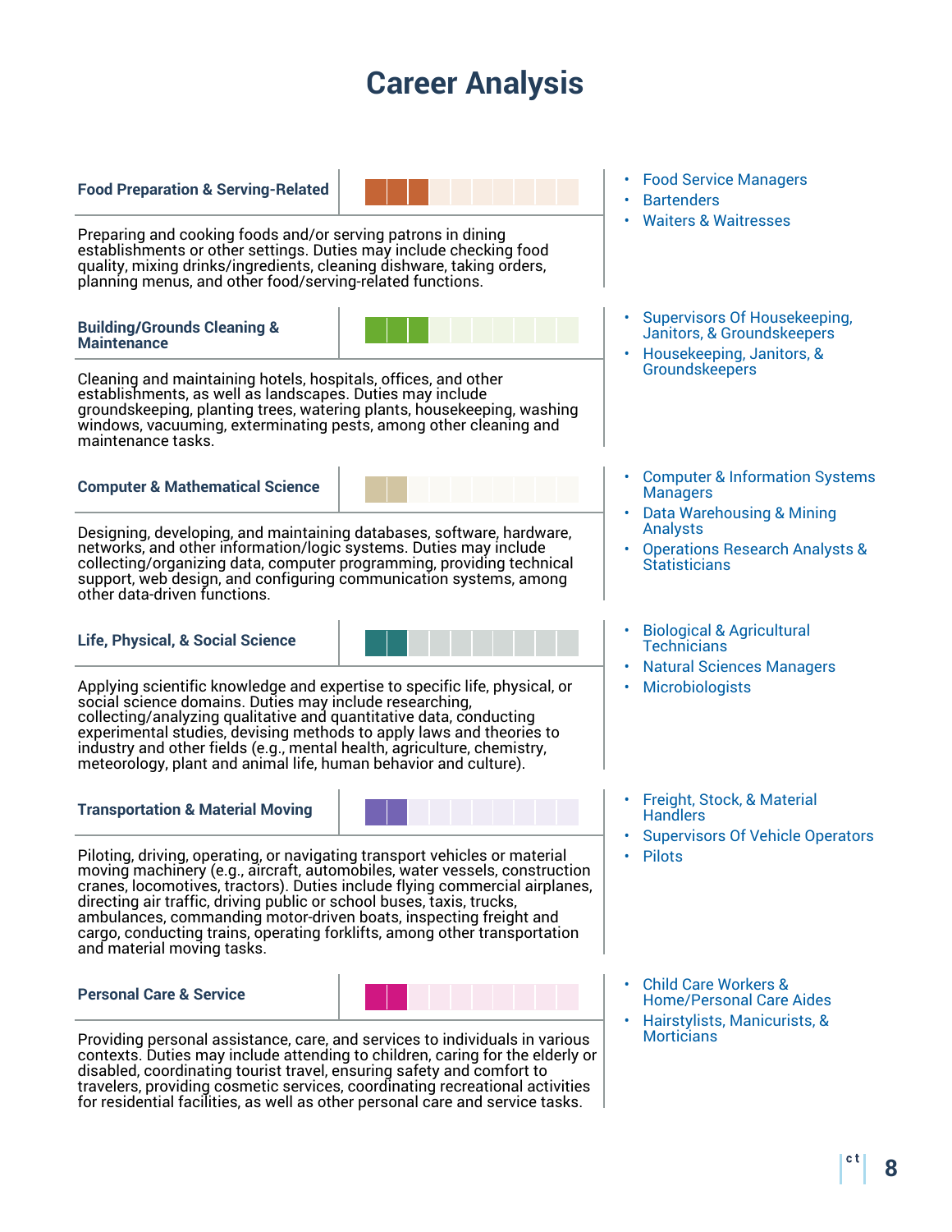# Career Analysis

### Food Preparation & Serving-Related

Preparing and cooking foods and/or serving patrons in dining establishments or other settings. Duties may include checking food quality, mixing drinks/ingredients, cleaning dishware, taking orders, planning menus, and other food/serving-related functions.

- Food Service Managers
- Bartenders
- Waiters & Waitresses

### Building/Grounds Cleaning & Maintenance

Cleaning and maintaining hotels, hospitals, offices, and other establishments, as well as landscapes. Duties may include groundskeeping, planting trees, watering plants, housekeeping, washing windows, vacuuming, exterminating pests, among other cleaning and maintenance tasks.

- Supervisors Of Housekeeping, Janitors, & Groundskeepers
- Housekeeping, Janitors, & Groundskeepers

### Computer & Mathematical Science

Designing, developing, and maintaining databases, software, hardware, networks, and other information/logic systems. Duties may include collecting/organizing data, computer programming, providing technical support, web design, and configuring communication systems, among other data-driven functions.

- Computer & Information Systems Managers
- Data Warehousing & Mining Analysts
- Operations Research Analysts & Statisticians

### Life, Physical, & Social Science

Applying scientific knowledge and expertise to specific life, physical, or social science domains. Duties may include researching, collecting/analyzing qualitative and quantitative data, conducting experimental studies, devising methods to apply laws and theories to industry and other fields (e.g., mental health, agriculture, chemistry, meteorology, plant and animal life, human behavior and culture).

- Biological & Agricultural Technicians
- Natural Sciences Managers
- Microbiologists

### Transportation & Material Moving

Piloting, driving, operating, or navigating transport vehicles or material moving machinery (e.g., aircraft, automobiles, water vessels, construction cranes, locomotives, tractors). Duties include flying commercial airplanes, directing air traffic, driving public or school buses, taxis, trucks, ambulances, commanding motor-driven boats, inspecting freight and cargo, conducting trains, operating forklifts, among other transportation and material moving tasks.

- Freight, Stock, & Material Handlers
- Supervisors Of Vehicle Operators
- Pilots

### Personal Care & Service

Providing personal assistance, care, and services to individuals in various contexts. Duties may include attending to children, caring for the elderly or disabled, coordinating tourist travel, ensuring safety and comfort to travelers, providing cosmetic services, coordinating recreational activities for residential facilities, as well as other personal care and service tasks.

- Child Care Workers & Home/Personal Care Aides
- Hairstylists, Manicurists, & Morticians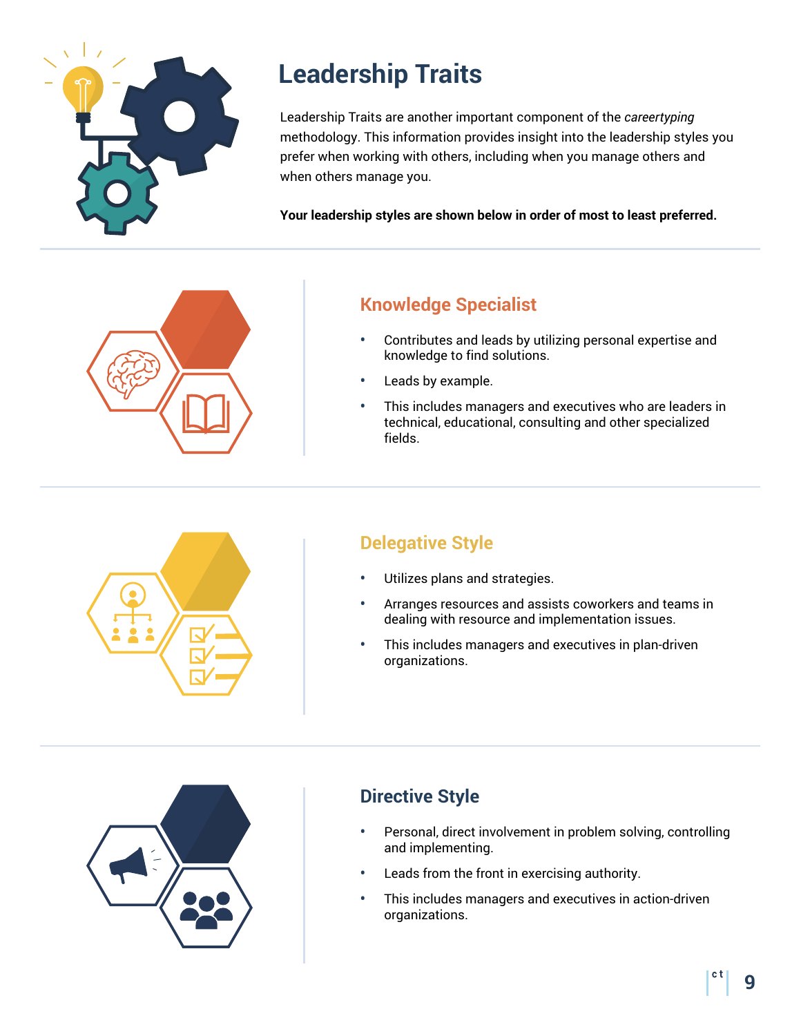# Leadership Traits

Leadership Traits are another important component of the *careertyping* methodology. This information provides insight into the leadership styles you prefer when working with others, including when you manage others and when others manage you.

**Your leadership styles are shown below in order of most to least preferred.**

## Knowledge Specialist

- Contributes and leads by utilizing personal expertise and knowledge to find solutions.
- Leads by example.
- This includes managers and executives who are leaders in technical, educational, consulting and other specialized fields.

## Delegative Style

- Utilizes plans and strategies.
- Arranges resources and assists coworkers and teams in dealing with resource and implementation issues.
- This includes managers and executives in plan-driven organizations.

## Directive Style

- Personal, direct involvement in problem solving, controlling and implementing.
- Leads from the front in exercising authority.
- This includes managers and executives in action-driven organizations.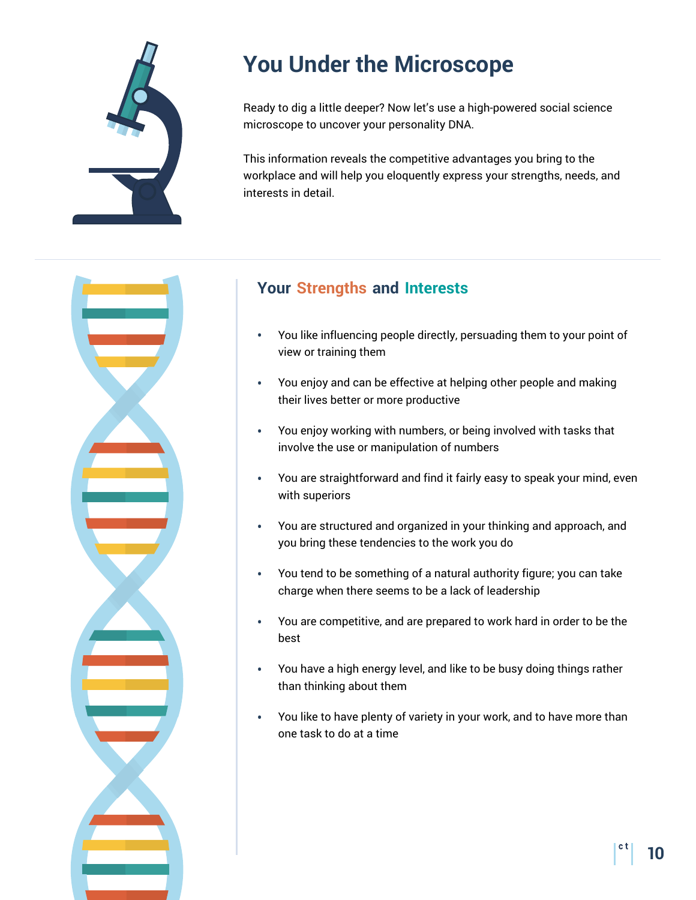# You Under the Microscope

Ready to dig a little deeper? Now let's use a high-powered social science microscope to uncover your personality DNA.

This information reveals the competitive advantages you bring to the workplace and will help you eloquently express your strengths, needs, and interests in detail.

## Your Strengths and Interests

- You like influencing people directly, persuading them to your point of view or training them
- You enjoy and can be effective at helping other people and making their lives better or more productive
- You enjoy working with numbers, or being involved with tasks that involve the use or manipulation of numbers
- You are straightforward and find it fairly easy to speak your mind, even with superiors
- You are structured and organized in your thinking and approach, and you bring these tendencies to the work you do
- You tend to be something of a natural authority figure; you can take charge when there seems to be a lack of leadership
- You are competitive, and are prepared to work hard in order to be the best
- You have a high energy level, and like to be busy doing things rather than thinking about them
- You like to have plenty of variety in your work, and to have more than one task to do at a time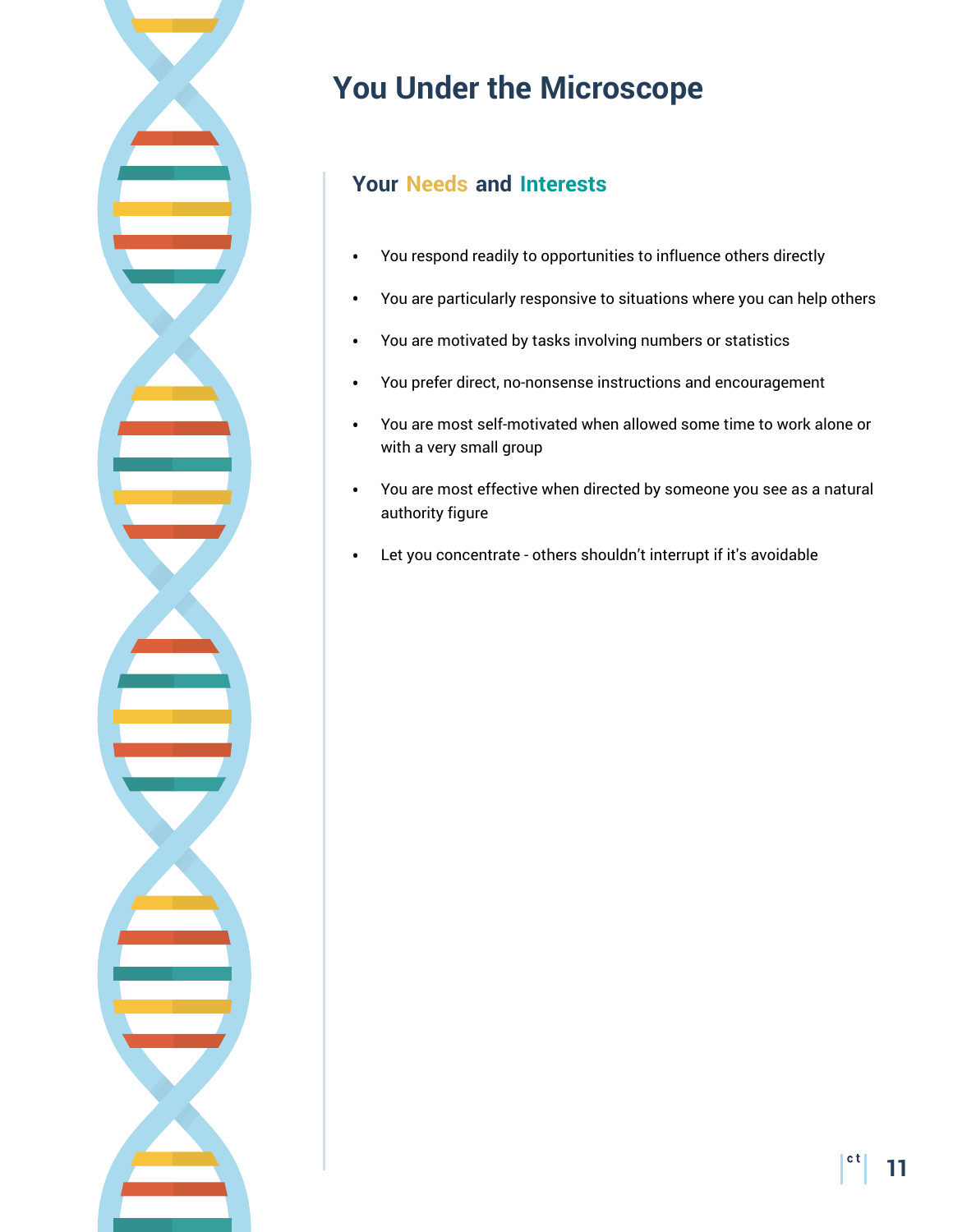# You Under the Microscope

## Your Needs and Interests

- You respond readily to opportunities to influence others directly
- You are particularly responsive to situations where you can help others
- You are motivated by tasks involving numbers or statistics
- You prefer direct, no-nonsense instructions and encouragement
- You are most self-motivated when allowed some time to work alone or with a very small group
- You are most effective when directed by someone you see as a natural authority figure
- Let you concentrate - others shouldn't interrupt if it's avoidable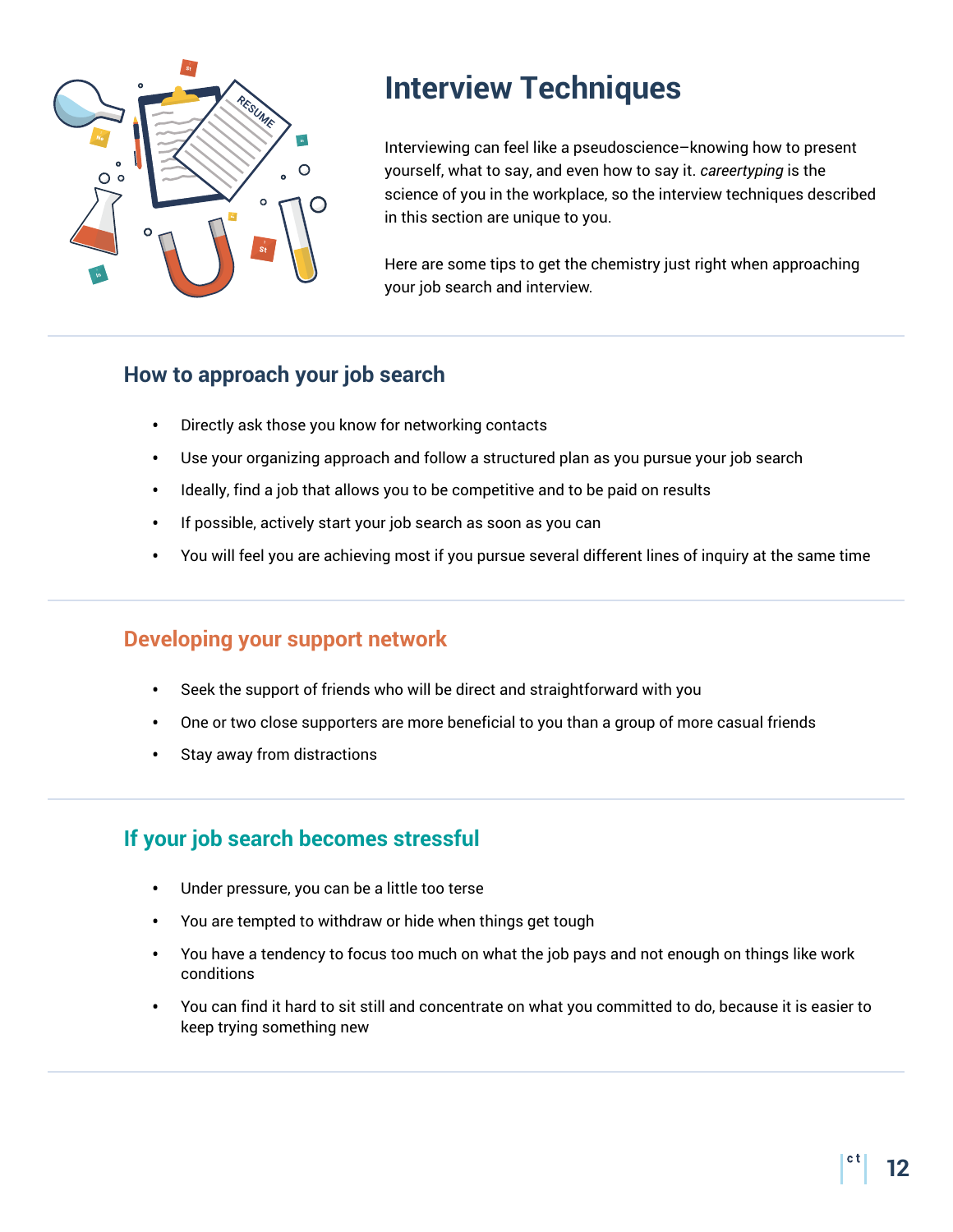# Interview Techniques

Interviewing can feel like a pseudoscience–knowing how to present yourself, what to say, and even how to say it. *careertyping* is the science of you in the workplace, so the interview techniques described in this section are unique to you.

Here are some tips to get the chemistry just right when approaching your job search and interview.

## How to approach your job search

- Directly ask those you know for networking contacts
- Use your organizing approach and follow a structured plan as you pursue your job search
- Ideally, find a job that allows you to be competitive and to be paid on results
- If possible, actively start your job search as soon as you can
- You will feel you are achieving most if you pursue several different lines of inquiry at the same time

## Developing your support network

- Seek the support of friends who will be direct and straightforward with you
- One or two close supporters are more beneficial to you than a group of more casual friends
- Stay away from distractions

## If your job search becomes stressful

- Under pressure, you can be a little too terse
- You are tempted to withdraw or hide when things get tough
- You have a tendency to focus too much on what the job pays and not enough on things like work conditions
- You can find it hard to sit still and concentrate on what you committed to do, because it is easier to keep trying something new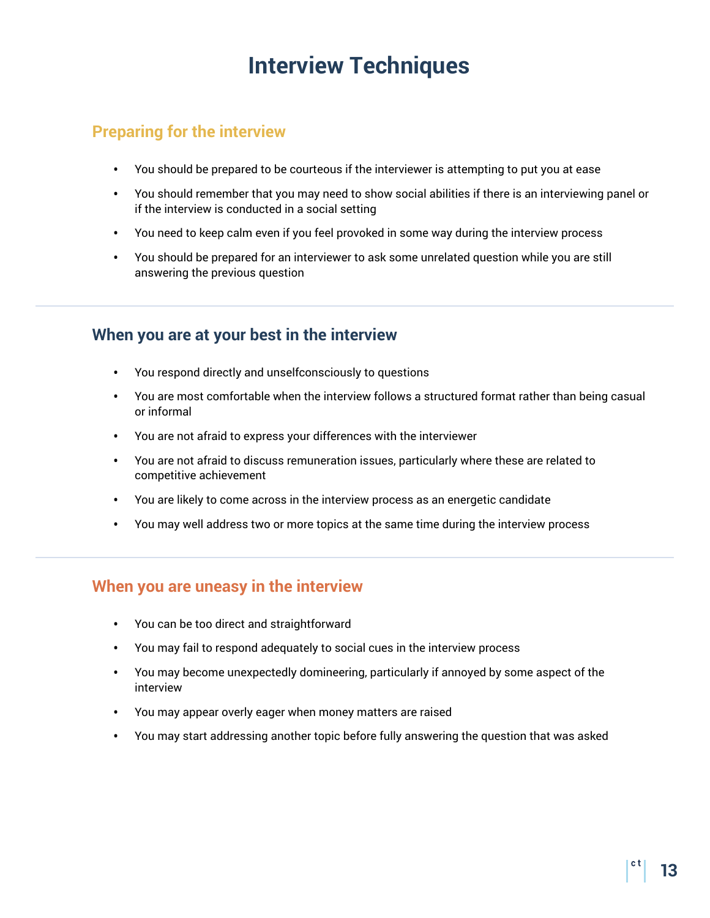# Interview Techniques

## Preparing for the interview

- You should be prepared to be courteous if the interviewer is attempting to put you at ease
- You should remember that you may need to show social abilities if there is an interviewing panel or if the interview is conducted in a social setting
- You need to keep calm even if you feel provoked in some way during the interview process
- You should be prepared for an interviewer to ask some unrelated question while you are still answering the previous question

## When you are at your best in the interview

- You respond directly and unselfconsciously to questions
- You are most comfortable when the interview follows a structured format rather than being casual or informal
- You are not afraid to express your differences with the interviewer
- You are not afraid to discuss remuneration issues, particularly where these are related to competitive achievement
- You are likely to come across in the interview process as an energetic candidate
- You may well address two or more topics at the same time during the interview process

## When you are uneasy in the interview

- You can be too direct and straightforward
- You may fail to respond adequately to social cues in the interview process
- You may become unexpectedly domineering, particularly if annoyed by some aspect of the interview
- You may appear overly eager when money matters are raised
- You may start addressing another topic before fully answering the question that was asked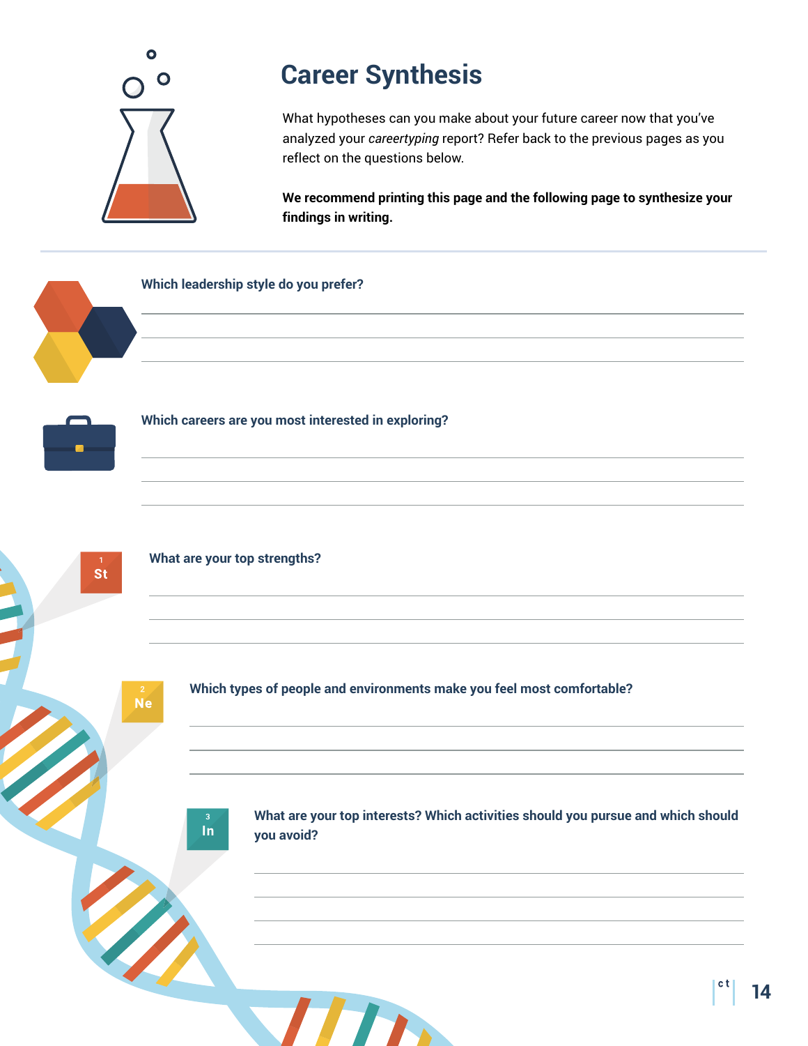# Career Synthesis

What hypotheses can you make about your future career now that you've analyzed your *careertyping* report? Refer back to the previous pages as you reflect on the questions below.

**We recommend printing this page and the following page to synthesize your findings in writing.**

---

**Which leadership style do you prefer?**

**Which careers are you most interested in exploring?**

St

**What are your top strengths?**

Ne

**Which types of people and environments make you feel most comfortable?**

In

**What are your top interests? Which activities should you pursue and which should you avoid?**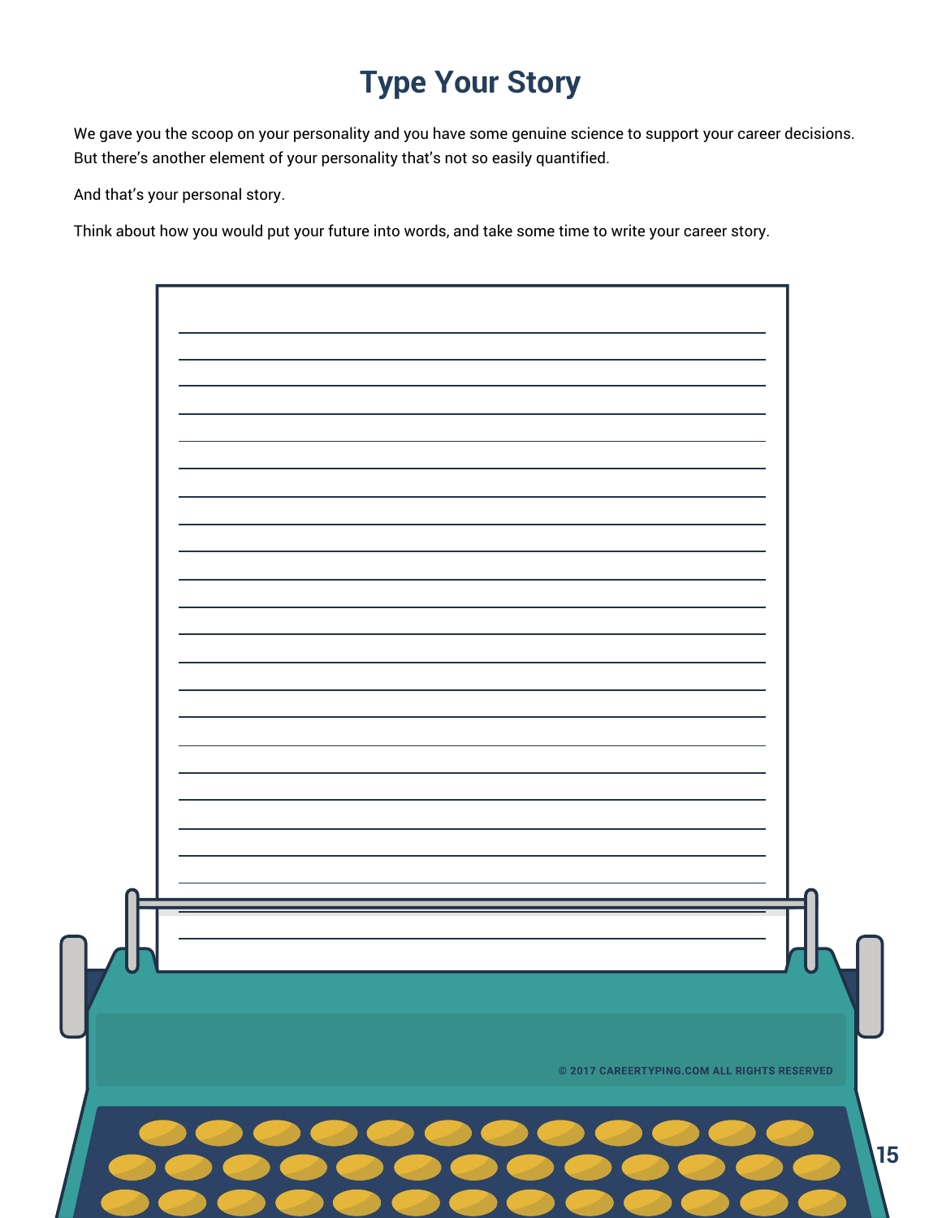# Type Your Story

We gave you the scoop on your personality and you have some genuine science to support your career decisions. But there's another element of your personality that's not so easily quantified.

And that's your personal story.

Think about how you would put your future into words, and take some time to write your career story.

© 2017 CAREERTYPING.COM ALL RIGHTS RESERVED